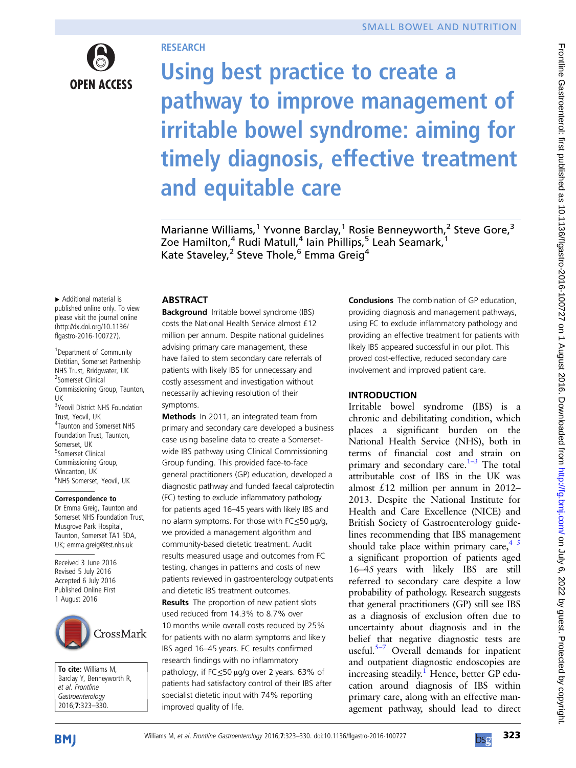# Using best practice to create a pathway to improve management of irritable bowel syndrome: aiming for timely diagnosis, effective treatment and equitable care

Marianne Williams,[1] Yvonne Barclay,[1] Rosie Benneyworth,[2] Steve Gore,[3] Zoe Hamilton,[4] Rudi Matull,[4] Iain Phillips,[5] Leah Seamark,[1] Kate Staveley,[2] Steve Thole,[6] Emma Greig[4]

▸ Additional material is published online only. To view please visit the journal online (http://dx.doi.org/10.1136/flgastro-2016-100727).

[1]Department of Community Dietitian, Somerset Partnership NHS Trust, Bridgwater, UK
[2]Somerset Clinical Commissioning Group, Taunton, UK
[3]Yeovil District NHS Foundation Trust, Yeovil, UK
[4]Taunton and Somerset NHS Foundation Trust, Taunton, Somerset, UK
[5]Somerset Clinical Commissioning Group, Wincanton, UK
[6]NHS Somerset, Yeovil, UK

**Correspondence to**
Dr Emma Greig, Taunton and Somerset NHS Foundation Trust, Musgrove Park Hospital, Taunton, Somerset TA1 5DA, UK; emma.greig@tst.nhs.uk

Received 3 June 2016
Revised 5 July 2016
Accepted 6 July 2016
Published Online First 1 August 2016

**To cite:** Williams M, Barclay Y, Benneyworth R, *et al. Frontline Gastroenterology* 2016;7:323–330.

## ABSTRACT

**Background** Irritable bowel syndrome (IBS) costs the National Health Service almost £12 million per annum. Despite national guidelines advising primary care management, these have failed to stem secondary care referrals of patients with likely IBS for unnecessary and costly assessment and investigation without necessarily achieving resolution of their symptoms.

**Methods** In 2011, an integrated team from primary and secondary care developed a business case using baseline data to create a Somerset-wide IBS pathway using Clinical Commissioning Group funding. This provided face-to-face general practitioners (GP) education, developed a diagnostic pathway and funded faecal calprotectin (FC) testing to exclude inflammatory pathology for patients aged 16–45 years with likely IBS and no alarm symptoms. For those with FC≤50 µg/g, we provided a management algorithm and community-based dietetic treatment. Audit results measured usage and outcomes from FC testing, changes in patterns and costs of new patients reviewed in gastroenterology outpatients and dietetic IBS treatment outcomes.

**Results** The proportion of new patient slots used reduced from 14.3% to 8.7% over 10 months while overall costs reduced by 25% for patients with no alarm symptoms and likely IBS aged 16–45 years. FC results confirmed research findings with no inflammatory pathology, if FC≤50 µg/g over 2 years. 63% of patients had satisfactory control of their IBS after specialist dietetic input with 74% reporting improved quality of life.

**Conclusions** The combination of GP education, providing diagnosis and management pathways, using FC to exclude inflammatory pathology and providing an effective treatment for patients with likely IBS appeared successful in our pilot. This proved cost-effective, reduced secondary care involvement and improved patient care.

## INTRODUCTION

Irritable bowel syndrome (IBS) is a chronic and debilitating condition, which places a significant burden on the National Health Service (NHS), both in terms of financial cost and strain on primary and secondary care.[1–3] The total attributable cost of IBS in the UK was almost £12 million per annum in 2012–2013. Despite the National Institute for Health and Care Excellence (NICE) and British Society of Gastroenterology guidelines recommending that IBS management should take place within primary care,[4 5] a significant proportion of patients aged 16–45 years with likely IBS are still referred to secondary care despite a low probability of pathology. Research suggests that general practitioners (GP) still see IBS as a diagnosis of exclusion often due to uncertainty about diagnosis and in the belief that negative diagnostic tests are useful.[5–7] Overall demands for inpatient and outpatient diagnostic endoscopies are increasing steadily.[1] Hence, better GP education around diagnosis of IBS within primary care, along with an effective management pathway, should lead to direct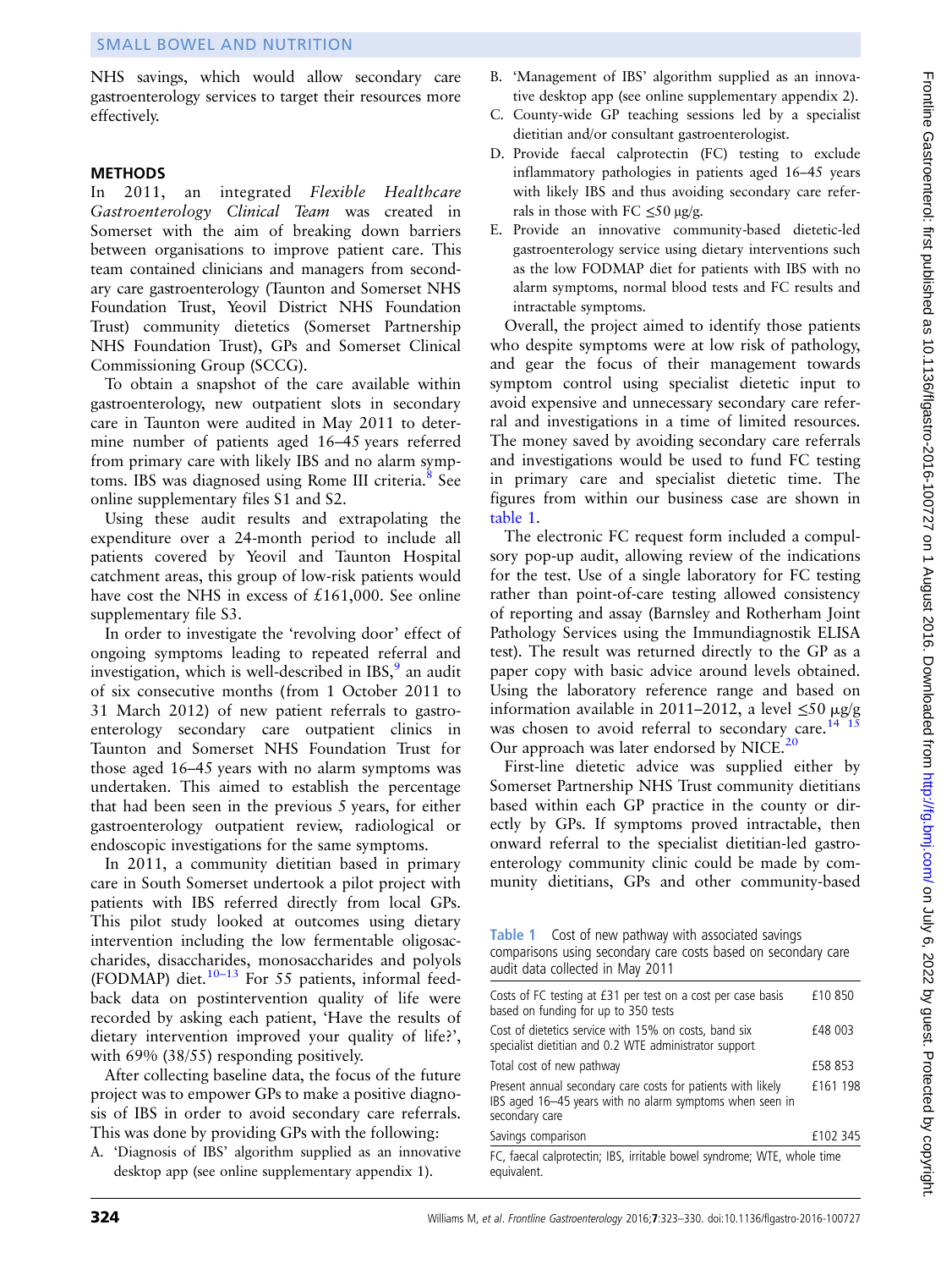NHS savings, which would allow secondary care gastroenterology services to target their resources more effectively.

## METHODS

In 2011, an integrated *Flexible Healthcare Gastroenterology Clinical Team* was created in Somerset with the aim of breaking down barriers between organisations to improve patient care. This team contained clinicians and managers from secondary care gastroenterology (Taunton and Somerset NHS Foundation Trust, Yeovil District NHS Foundation Trust) community dietetics (Somerset Partnership NHS Foundation Trust), GPs and Somerset Clinical Commissioning Group (SCCG).

To obtain a snapshot of the care available within gastroenterology, new outpatient slots in secondary care in Taunton were audited in May 2011 to determine number of patients aged 16–45 years referred from primary care with likely IBS and no alarm symptoms. IBS was diagnosed using Rome III criteria.[8] See online supplementary files S1 and S2.

Using these audit results and extrapolating the expenditure over a 24-month period to include all patients covered by Yeovil and Taunton Hospital catchment areas, this group of low-risk patients would have cost the NHS in excess of £161,000. See online supplementary file S3.

In order to investigate the 'revolving door' effect of ongoing symptoms leading to repeated referral and investigation, which is well-described in IBS,[9] an audit of six consecutive months (from 1 October 2011 to 31 March 2012) of new patient referrals to gastroenterology secondary care outpatient clinics in Taunton and Somerset NHS Foundation Trust for those aged 16–45 years with no alarm symptoms was undertaken. This aimed to establish the percentage that had been seen in the previous 5 years, for either gastroenterology outpatient review, radiological or endoscopic investigations for the same symptoms.

In 2011, a community dietitian based in primary care in South Somerset undertook a pilot project with patients with IBS referred directly from local GPs. This pilot study looked at outcomes using dietary intervention including the low fermentable oligosaccharides, disaccharides, monosaccharides and polyols (FODMAP) diet.[10–13] For 55 patients, informal feedback data on postintervention quality of life were recorded by asking each patient, 'Have the results of dietary intervention improved your quality of life?', with 69% (38/55) responding positively.

After collecting baseline data, the focus of the future project was to empower GPs to make a positive diagnosis of IBS in order to avoid secondary care referrals. This was done by providing GPs with the following:

A. 'Diagnosis of IBS' algorithm supplied as an innovative desktop app (see online supplementary appendix 1).
B. 'Management of IBS' algorithm supplied as an innovative desktop app (see online supplementary appendix 2).
C. County-wide GP teaching sessions led by a specialist dietitian and/or consultant gastroenterologist.
D. Provide faecal calprotectin (FC) testing to exclude inflammatory pathologies in patients aged 16–45 years with likely IBS and thus avoiding secondary care referrals in those with FC ≤50 μg/g.
E. Provide an innovative community-based dietetic-led gastroenterology service using dietary interventions such as the low FODMAP diet for patients with IBS with no alarm symptoms, normal blood tests and FC results and intractable symptoms.

Overall, the project aimed to identify those patients who despite symptoms were at low risk of pathology, and gear the focus of their management towards symptom control using specialist dietetic input to avoid expensive and unnecessary secondary care referral and investigations in a time of limited resources. The money saved by avoiding secondary care referrals and investigations would be used to fund FC testing in primary care and specialist dietetic time. The figures from within our business case are shown in table 1.

The electronic FC request form included a compulsory pop-up audit, allowing review of the indications for the test. Use of a single laboratory for FC testing rather than point-of-care testing allowed consistency of reporting and assay (Barnsley and Rotherham Joint Pathology Services using the Immundiagnostik ELISA test). The result was returned directly to the GP as a paper copy with basic advice around levels obtained. Using the laboratory reference range and based on information available in 2011–2012, a level ≤50 μg/g was chosen to avoid referral to secondary care.[14 15] Our approach was later endorsed by NICE.[20]

First-line dietetic advice was supplied either by Somerset Partnership NHS Trust community dietitians based within each GP practice in the county or directly by GPs. If symptoms proved intractable, then onward referral to the specialist dietitian-led gastroenterology community clinic could be made by community dietitians, GPs and other community-based

**Table 1** Cost of new pathway with associated savings comparisons using secondary care costs based on secondary care audit data collected in May 2011

| | |
|---|---|
| Costs of FC testing at £31 per test on a cost per case basis based on funding for up to 350 tests | £10 850 |
| Cost of dietetics service with 15% on costs, band six specialist dietitian and 0.2 WTE administrator support | £48 003 |
| Total cost of new pathway | £58 853 |
| Present annual secondary care costs for patients with likely IBS aged 16–45 years with no alarm symptoms when seen in secondary care | £161 198 |
| Savings comparison | £102 345 |

FC, faecal calprotectin; IBS, irritable bowel syndrome; WTE, whole time equivalent.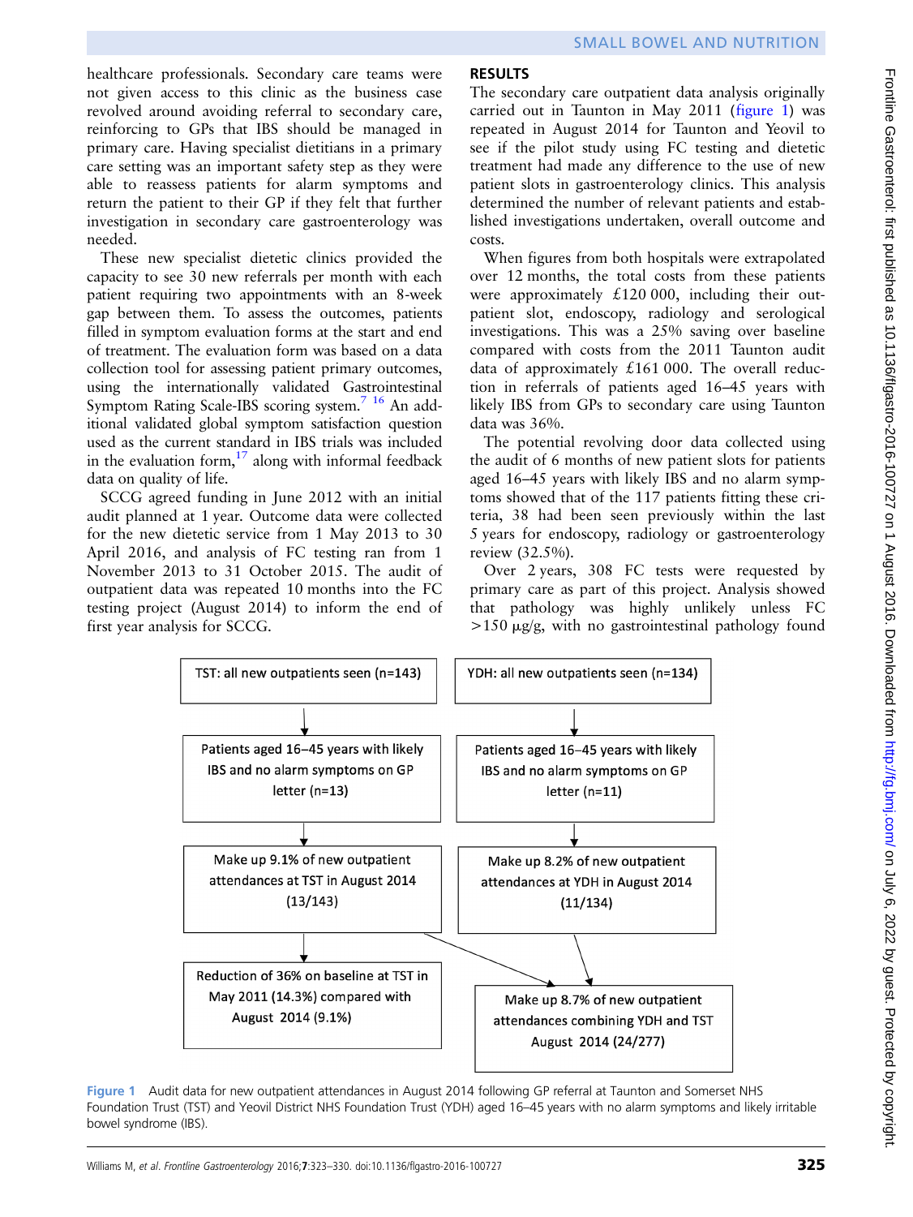healthcare professionals. Secondary care teams were not given access to this clinic as the business case revolved around avoiding referral to secondary care, reinforcing to GPs that IBS should be managed in primary care. Having specialist dietitians in a primary care setting was an important safety step as they were able to reassess patients for alarm symptoms and return the patient to their GP if they felt that further investigation in secondary care gastroenterology was needed.

These new specialist dietetic clinics provided the capacity to see 30 new referrals per month with each patient requiring two appointments with an 8-week gap between them. To assess the outcomes, patients filled in symptom evaluation forms at the start and end of treatment. The evaluation form was based on a data collection tool for assessing patient primary outcomes, using the internationally validated Gastrointestinal Symptom Rating Scale-IBS scoring system.[7 16] An additional validated global symptom satisfaction question used as the current standard in IBS trials was included in the evaluation form,[17] along with informal feedback data on quality of life.

SCCG agreed funding in June 2012 with an initial audit planned at 1 year. Outcome data were collected for the new dietetic service from 1 May 2013 to 30 April 2016, and analysis of FC testing ran from 1 November 2013 to 31 October 2015. The audit of outpatient data was repeated 10 months into the FC testing project (August 2014) to inform the end of first year analysis for SCCG.

## RESULTS

The secondary care outpatient data analysis originally carried out in Taunton in May 2011 (figure 1) was repeated in August 2014 for Taunton and Yeovil to see if the pilot study using FC testing and dietetic treatment had made any difference to the use of new patient slots in gastroenterology clinics. This analysis determined the number of relevant patients and established investigations undertaken, overall outcome and costs.

When figures from both hospitals were extrapolated over 12 months, the total costs from these patients were approximately £120 000, including their outpatient slot, endoscopy, radiology and serological investigations. This was a 25% saving over baseline compared with costs from the 2011 Taunton audit data of approximately £161 000. The overall reduction in referrals of patients aged 16–45 years with likely IBS from GPs to secondary care using Taunton data was 36%.

The potential revolving door data collected using the audit of 6 months of new patient slots for patients aged 16–45 years with likely IBS and no alarm symptoms showed that of the 117 patients fitting these criteria, 38 had been seen previously within the last 5 years for endoscopy, radiology or gastroenterology review (32.5%).

Over 2 years, 308 FC tests were requested by primary care as part of this project. Analysis showed that pathology was highly unlikely unless FC >150 μg/g, with no gastrointestinal pathology found

TST: all new outpatients seen (n=143)
→ Patients aged 16–45 years with likely IBS and no alarm symptoms on GP letter (n=13)
→ Make up 9.1% of new outpatient attendances at TST in August 2014 (13/143)
→ Reduction of 36% on baseline at TST in May 2011 (14.3%) compared with August 2014 (9.1%)

YDH: all new outpatients seen (n=134)
→ Patients aged 16–45 years with likely IBS and no alarm symptoms on GP letter (n=11)
→ Make up 8.2% of new outpatient attendances at YDH in August 2014 (11/134)

Make up 8.7% of new outpatient attendances combining YDH and TST August 2014 (24/277)

Figure 1 Audit data for new outpatient attendances in August 2014 following GP referral at Taunton and Somerset NHS Foundation Trust (TST) and Yeovil District NHS Foundation Trust (YDH) aged 16–45 years with no alarm symptoms and likely irritable bowel syndrome (IBS).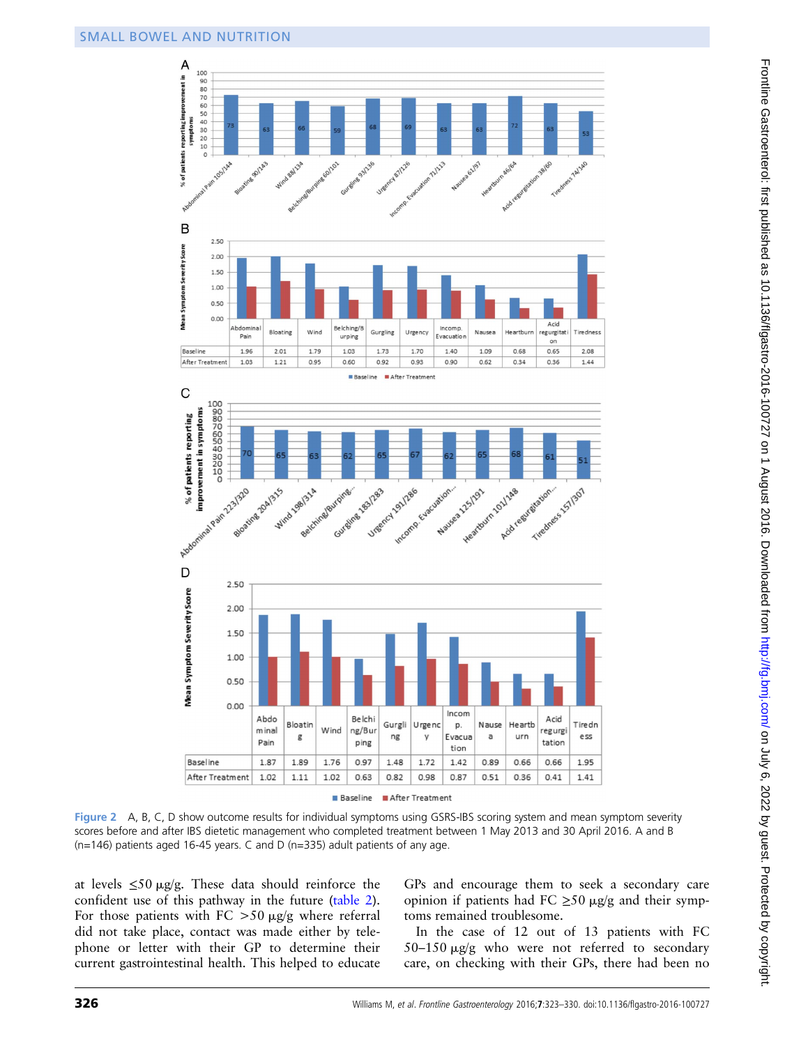| | Abdominal Pain | Bloating | Wind | Belching/Burping | Gurgling | Urgency | Incomp. Evacuation | Nausea | Heartburn | Acid regurgitation | Tiredness |
|---|---|---|---|---|---|---|---|---|---|---|---|
| Baseline | 1.96 | 2.01 | 1.79 | 1.03 | 1.73 | 1.70 | 1.40 | 1.09 | 0.68 | 0.65 | 2.08 |
| After Treatment | 1.03 | 1.21 | 0.95 | 0.60 | 0.92 | 0.93 | 0.90 | 0.62 | 0.34 | 0.36 | 1.44 |

| | Abdominal Pain | Bloating | Wind | Belching/Burping | Gurgling | Urgency | Incomp. Evacuation | Nausea | Heartburn | Acid regurgitation | Tiredness |
|---|---|---|---|---|---|---|---|---|---|---|---|
| Baseline | 1.87 | 1.89 | 1.76 | 0.97 | 1.48 | 1.72 | 1.42 | 0.89 | 0.66 | 0.66 | 1.95 |
| After Treatment | 1.02 | 1.11 | 1.02 | 0.63 | 0.82 | 0.98 | 0.87 | 0.51 | 0.36 | 0.41 | 1.41 |

**Figure 2** A, B, C, D show outcome results for individual symptoms using GSRS-IBS scoring system and mean symptom severity scores before and after IBS dietetic management who completed treatment between 1 May 2013 and 30 April 2016. A and B (n=146) patients aged 16-45 years. C and D (n=335) adult patients of any age.

at levels ≤50 μg/g. These data should reinforce the confident use of this pathway in the future (table 2). For those patients with FC >50 μg/g where referral did not take place, contact was made either by telephone or letter with their GP to determine their current gastrointestinal health. This helped to educate GPs and encourage them to seek a secondary care opinion if patients had FC ≥50 μg/g and their symptoms remained troublesome.

In the case of 12 out of 13 patients with FC 50–150 μg/g who were not referred to secondary care, on checking with their GPs, there had been no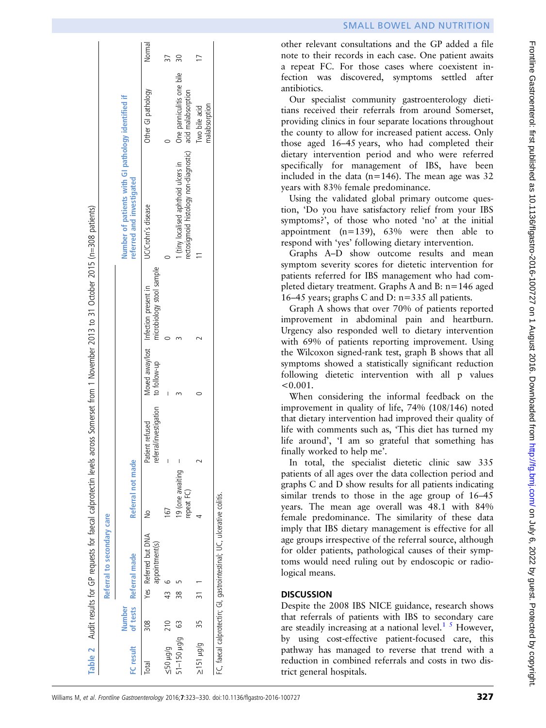**Table 2** Audit results for GP requests for faecal calprotectin levels across Somerset from 1 November 2013 to 31 October 2015 (n=308 patients)

| FC result | Number of tests | Referral to secondary care | | | | | | Number of patients with GI pathology identified if referred and investigated | | |
|---|---|---|---|---|---|---|---|---|---|---|
| | | Referral made | | Referral not made | | | | | | |
| | | Yes | Referred but DNA appointment(s) | No | Patient refused referral/investigation | Moved away/lost to follow-up | Infection present in microbiology stool sample | UC/Crohn's disease | Other GI pathology | Normal |
| Total | 308 | | | | | | | | | |
| ≤50 µg/g | 210 | 43 | 6 | 167 | – | – | 0 | 0 | 0 | 37 |
| 51–150 µg/g | 63 | 38 | 5 | 19 (one awaiting repeat FC) | – | 3 | 3 | 1 (tiny localised aphthoid ulcers in rectosigmoid histology non-diagnostic) | One panniculitis one bile acid malabsorption | 30 |
| ≥151 µg/g | 35 | 31 | 1 | 4 | 2 | 0 | 2 | 11 | Two bile acid malabsorption | 17 |

FC, faecal calprotectin; GI, gastrointestinal; UC, ulcerative colitis.

other relevant consultations and the GP added a file note to their records in each case. One patient awaits a repeat FC. For those cases where coexistent infection was discovered, symptoms settled after antibiotics.

Our specialist community gastroenterology dietitians received their referrals from around Somerset, providing clinics in four separate locations throughout the county to allow for increased patient access. Only those aged 16–45 years, who had completed their dietary intervention period and who were referred specifically for management of IBS, have been included in the data (n=146). The mean age was 32 years with 83% female predominance.

Using the validated global primary outcome question, 'Do you have satisfactory relief from your IBS symptoms?', of those who noted 'no' at the initial appointment (n=139), 63% were then able to respond with 'yes' following dietary intervention.

Graphs A–D show outcome results and mean symptom severity scores for dietetic intervention for patients referred for IBS management who had completed dietary treatment. Graphs A and B: n=146 aged 16–45 years; graphs C and D: n=335 all patients.

Graph A shows that over 70% of patients reported improvement in abdominal pain and heartburn. Urgency also responded well to dietary intervention with 69% of patients reporting improvement. Using the Wilcoxon signed-rank test, graph B shows that all symptoms showed a statistically significant reduction following dietetic intervention with all p values $<0.001$.

When considering the informal feedback on the improvement in quality of life, 74% (108/146) noted that dietary intervention had improved their quality of life with comments such as, 'This diet has turned my life around', 'I am so grateful that something has finally worked to help me'.

In total, the specialist dietetic clinic saw 335 patients of all ages over the data collection period and graphs C and D show results for all patients indicating similar trends to those in the age group of 16–45 years. The mean age overall was 48.1 with 84% female predominance. The similarity of these data imply that IBS dietary management is effective for all age groups irrespective of the referral source, although for older patients, pathological causes of their symptoms would need ruling out by endoscopic or radiological means.

## DISCUSSION

Despite the 2008 IBS NICE guidance, research shows that referrals of patients with IBS to secondary care are steadily increasing at a national level.[1 5] However, by using cost-effective patient-focused care, this pathway has managed to reverse that trend with a reduction in combined referrals and costs in two district general hospitals.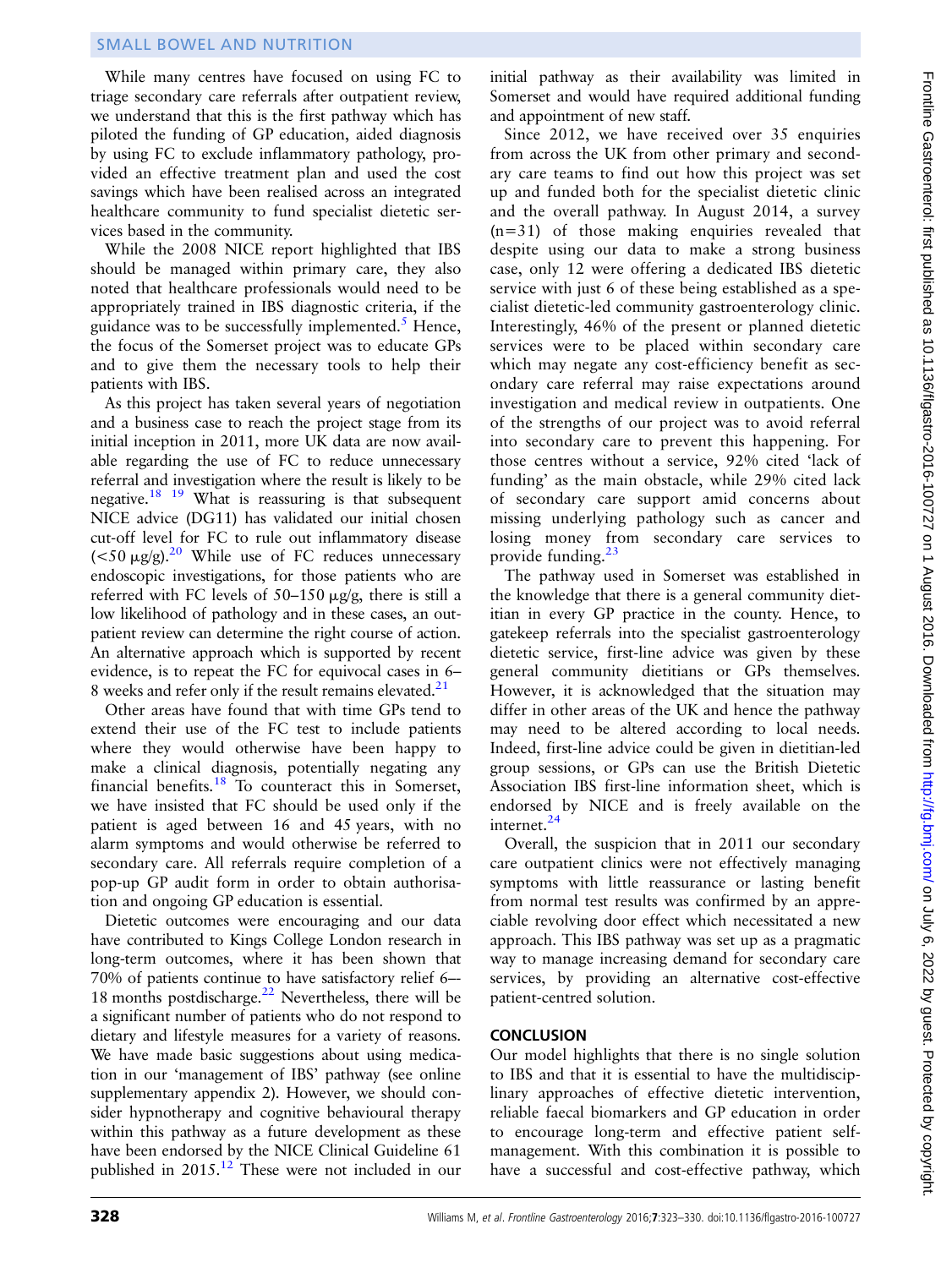While many centres have focused on using FC to triage secondary care referrals after outpatient review, we understand that this is the first pathway which has piloted the funding of GP education, aided diagnosis by using FC to exclude inflammatory pathology, provided an effective treatment plan and used the cost savings which have been realised across an integrated healthcare community to fund specialist dietetic services based in the community.

While the 2008 NICE report highlighted that IBS should be managed within primary care, they also noted that healthcare professionals would need to be appropriately trained in IBS diagnostic criteria, if the guidance was to be successfully implemented.[5] Hence, the focus of the Somerset project was to educate GPs and to give them the necessary tools to help their patients with IBS.

As this project has taken several years of negotiation and a business case to reach the project stage from its initial inception in 2011, more UK data are now available regarding the use of FC to reduce unnecessary referral and investigation where the result is likely to be negative.[18] [19] What is reassuring is that subsequent NICE advice (DG11) has validated our initial chosen cut-off level for FC to rule out inflammatory disease (<50 μg/g).[20] While use of FC reduces unnecessary endoscopic investigations, for those patients who are referred with FC levels of 50–150 μg/g, there is still a low likelihood of pathology and in these cases, an outpatient review can determine the right course of action. An alternative approach which is supported by recent evidence, is to repeat the FC for equivocal cases in 6–8 weeks and refer only if the result remains elevated.[21]

Other areas have found that with time GPs tend to extend their use of the FC test to include patients where they would otherwise have been happy to make a clinical diagnosis, potentially negating any financial benefits.[18] To counteract this in Somerset, we have insisted that FC should be used only if the patient is aged between 16 and 45 years, with no alarm symptoms and would otherwise be referred to secondary care. All referrals require completion of a pop-up GP audit form in order to obtain authorisation and ongoing GP education is essential.

Dietetic outcomes were encouraging and our data have contributed to Kings College London research in long-term outcomes, where it has been shown that 70% of patients continue to have satisfactory relief 6–-18 months postdischarge.[22] Nevertheless, there will be a significant number of patients who do not respond to dietary and lifestyle measures for a variety of reasons. We have made basic suggestions about using medication in our 'management of IBS' pathway (see online supplementary appendix 2). However, we should consider hypnotherapy and cognitive behavioural therapy within this pathway as a future development as these have been endorsed by the NICE Clinical Guideline 61 published in 2015.[12] These were not included in our initial pathway as their availability was limited in Somerset and would have required additional funding and appointment of new staff.

Since 2012, we have received over 35 enquiries from across the UK from other primary and secondary care teams to find out how this project was set up and funded both for the specialist dietetic clinic and the overall pathway. In August 2014, a survey (n=31) of those making enquiries revealed that despite using our data to make a strong business case, only 12 were offering a dedicated IBS dietetic service with just 6 of these being established as a specialist dietetic-led community gastroenterology clinic. Interestingly, 46% of the present or planned dietetic services were to be placed within secondary care which may negate any cost-efficiency benefit as secondary care referral may raise expectations around investigation and medical review in outpatients. One of the strengths of our project was to avoid referral into secondary care to prevent this happening. For those centres without a service, 92% cited 'lack of funding' as the main obstacle, while 29% cited lack of secondary care support amid concerns about missing underlying pathology such as cancer and losing money from secondary care services to provide funding.[23]

The pathway used in Somerset was established in the knowledge that there is a general community dietitian in every GP practice in the county. Hence, to gatekeep referrals into the specialist gastroenterology dietetic service, first-line advice was given by these general community dietitians or GPs themselves. However, it is acknowledged that the situation may differ in other areas of the UK and hence the pathway may need to be altered according to local needs. Indeed, first-line advice could be given in dietitian-led group sessions, or GPs can use the British Dietetic Association IBS first-line information sheet, which is endorsed by NICE and is freely available on the internet.[24]

Overall, the suspicion that in 2011 our secondary care outpatient clinics were not effectively managing symptoms with little reassurance or lasting benefit from normal test results was confirmed by an appreciable revolving door effect which necessitated a new approach. This IBS pathway was set up as a pragmatic way to manage increasing demand for secondary care services, by providing an alternative cost-effective patient-centred solution.

## CONCLUSION

Our model highlights that there is no single solution to IBS and that it is essential to have the multidisciplinary approaches of effective dietetic intervention, reliable faecal biomarkers and GP education in order to encourage long-term and effective patient self-management. With this combination it is possible to have a successful and cost-effective pathway, which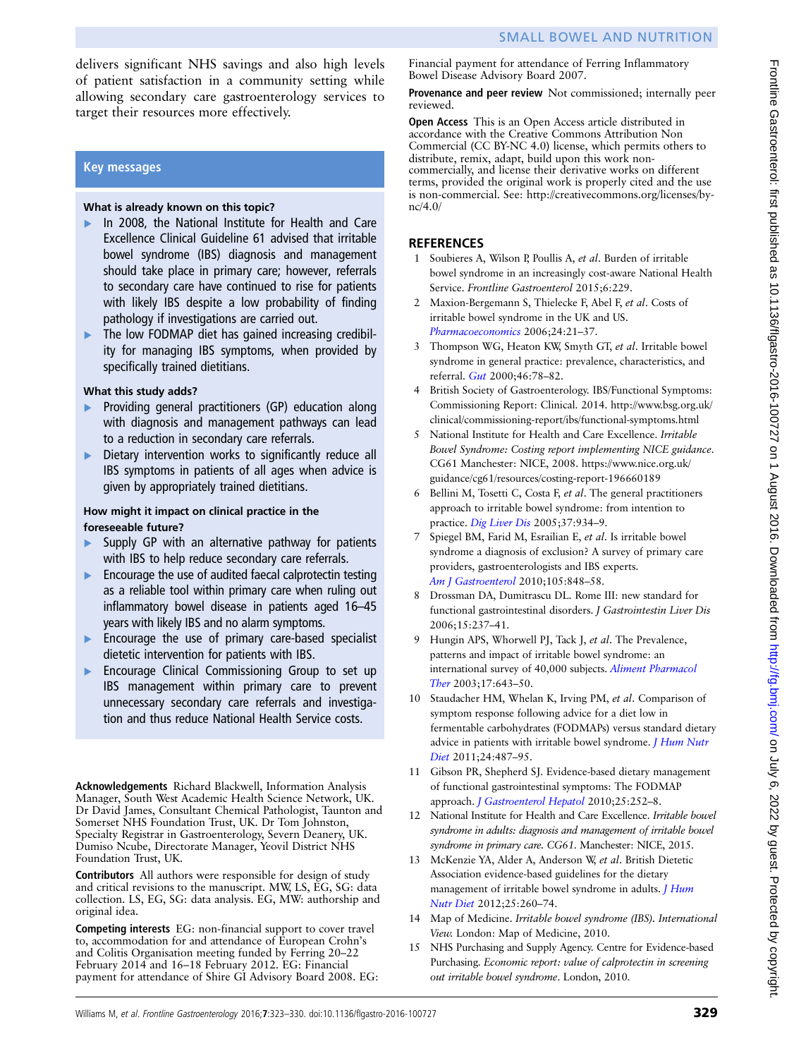delivers significant NHS savings and also high levels of patient satisfaction in a community setting while allowing secondary care gastroenterology services to target their resources more effectively.

## Key messages

### What is already known on this topic?

- In 2008, the National Institute for Health and Care Excellence Clinical Guideline 61 advised that irritable bowel syndrome (IBS) diagnosis and management should take place in primary care; however, referrals to secondary care have continued to rise for patients with likely IBS despite a low probability of finding pathology if investigations are carried out.
- The low FODMAP diet has gained increasing credibility for managing IBS symptoms, when provided by specifically trained dietitians.

### What this study adds?

- Providing general practitioners (GP) education along with diagnosis and management pathways can lead to a reduction in secondary care referrals.
- Dietary intervention works to significantly reduce all IBS symptoms in patients of all ages when advice is given by appropriately trained dietitians.

### How might it impact on clinical practice in the foreseeable future?

- Supply GP with an alternative pathway for patients with IBS to help reduce secondary care referrals.
- Encourage the use of audited faecal calprotectin testing as a reliable tool within primary care when ruling out inflammatory bowel disease in patients aged 16–45 years with likely IBS and no alarm symptoms.
- Encourage the use of primary care-based specialist dietetic intervention for patients with IBS.
- Encourage Clinical Commissioning Group to set up IBS management within primary care to prevent unnecessary secondary care referrals and investigation and thus reduce National Health Service costs.

**Acknowledgements** Richard Blackwell, Information Analysis Manager, South West Academic Health Science Network, UK. Dr David James, Consultant Chemical Pathologist, Taunton and Somerset NHS Foundation Trust, UK. Dr Tom Johnston, Specialty Registrar in Gastroenterology, Severn Deanery, UK. Dumiso Ncube, Directorate Manager, Yeovil District NHS Foundation Trust, UK.

**Contributors** All authors were responsible for design of study and critical revisions to the manuscript. MW, LS, EG, SG: data collection. LS, EG, SG: data analysis. EG, MW: authorship and original idea.

**Competing interests** EG: non-financial support to cover travel to, accommodation for and attendance of European Crohn's and Colitis Organisation meeting funded by Ferring 20–22 February 2014 and 16–18 February 2012. EG: Financial payment for attendance of Shire GI Advisory Board 2008. EG: Financial payment for attendance of Ferring Inflammatory Bowel Disease Advisory Board 2007.

**Provenance and peer review** Not commissioned; internally peer reviewed.

**Open Access** This is an Open Access article distributed in accordance with the Creative Commons Attribution Non Commercial (CC BY-NC 4.0) license, which permits others to distribute, remix, adapt, build upon this work non-commercially, and license their derivative works on different terms, provided the original work is properly cited and the use is non-commercial. See: http://creativecommons.org/licenses/by-nc/4.0/

## REFERENCES

1. Soubieres A, Wilson P, Poullis A, *et al*. Burden of irritable bowel syndrome in an increasingly cost-aware National Health Service. *Frontline Gastroenterol* 2015;6:229.
2. Maxion-Bergemann S, Thielecke F, Abel F, *et al*. Costs of irritable bowel syndrome in the UK and US. *Pharmacoeconomics* 2006;24:21–37.
3. Thompson WG, Heaton KW, Smyth GT, *et al*. Irritable bowel syndrome in general practice: prevalence, characteristics, and referral. *Gut* 2000;46:78–82.
4. British Society of Gastroenterology. IBS/Functional Symptoms: Commissioning Report: Clinical. 2014. http://www.bsg.org.uk/clinical/commissioning-report/ibs/functional-symptoms.html
5. National Institute for Health and Care Excellence. *Irritable Bowel Syndrome: Costing report implementing NICE guidance*. CG61 Manchester: NICE, 2008. https://www.nice.org.uk/guidance/cg61/resources/costing-report-196660189
6. Bellini M, Tosetti C, Costa F, *et al*. The general practitioners approach to irritable bowel syndrome: from intention to practice. *Dig Liver Dis* 2005;37:934–9.
7. Spiegel BM, Farid M, Esrailian E, *et al*. Is irritable bowel syndrome a diagnosis of exclusion? A survey of primary care providers, gastroenterologists and IBS experts. *Am J Gastroenterol* 2010;105:848–58.
8. Drossman DA, Dumitrascu DL. Rome III: new standard for functional gastrointestinal disorders. *J Gastrointestin Liver Dis* 2006;15:237–41.
9. Hungin APS, Whorwell PJ, Tack J, *et al*. The Prevalence, patterns and impact of irritable bowel syndrome: an international survey of 40,000 subjects. *Aliment Pharmacol Ther* 2003;17:643–50.
10. Staudacher HM, Whelan K, Irving PM, *et al*. Comparison of symptom response following advice for a diet low in fermentable carbohydrates (FODMAPs) versus standard dietary advice in patients with irritable bowel syndrome. *J Hum Nutr Diet* 2011;24:487–95.
11. Gibson PR, Shepherd SJ. Evidence-based dietary management of functional gastrointestinal symptoms: The FODMAP approach. *J Gastroenterol Hepatol* 2010;25:252–8.
12. National Institute for Health and Care Excellence. *Irritable bowel syndrome in adults: diagnosis and management of irritable bowel syndrome in primary care. CG61.* Manchester: NICE, 2015.
13. McKenzie YA, Alder A, Anderson W, *et al*. British Dietetic Association evidence-based guidelines for the dietary management of irritable bowel syndrome in adults. *J Hum Nutr Diet* 2012;25:260–74.
14. Map of Medicine. *Irritable bowel syndrome (IBS). International View.* London: Map of Medicine, 2010.
15. NHS Purchasing and Supply Agency. Centre for Evidence-based Purchasing. *Economic report: value of calprotectin in screening out irritable bowel syndrome*. London, 2010.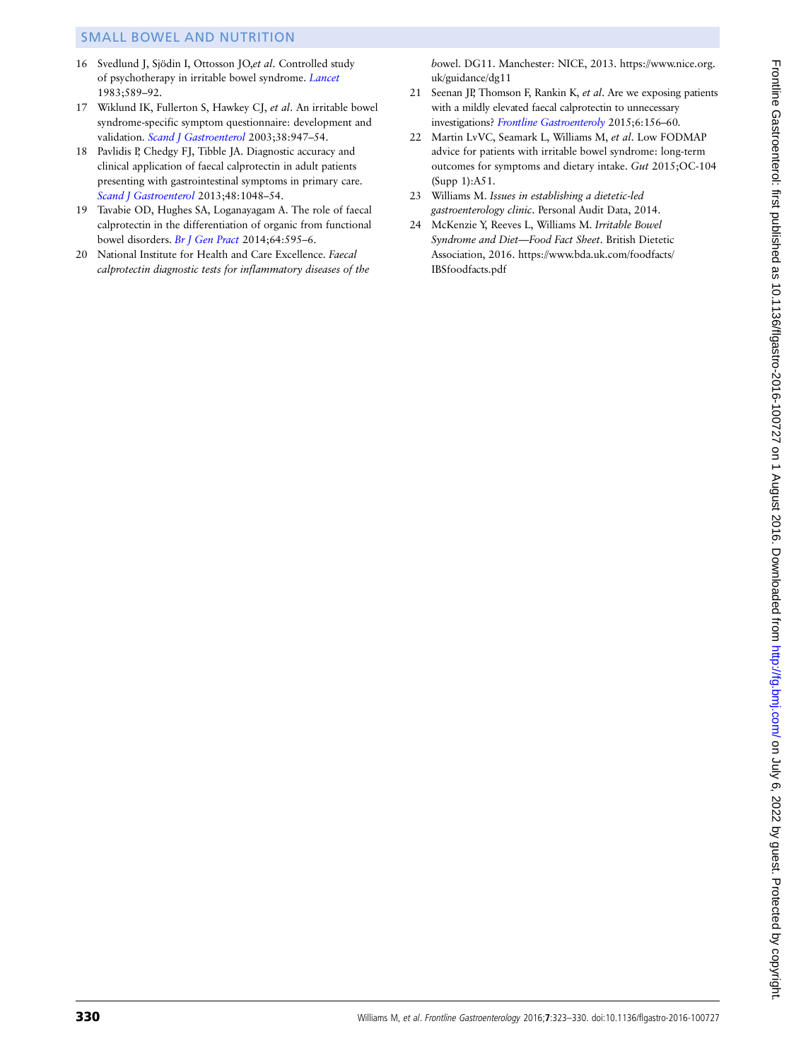16 Svedlund J, Sjödin I, Ottosson JO,*et al*. Controlled study of psychotherapy in irritable bowel syndrome. *Lancet* 1983;589–92.

17 Wiklund IK, Fullerton S, Hawkey CJ, *et al*. An irritable bowel syndrome-specific symptom questionnaire: development and validation. *Scand J Gastroenterol* 2003;38:947–54.

18 Pavlidis P, Chedgy FJ, Tibble JA. Diagnostic accuracy and clinical application of faecal calprotectin in adult patients presenting with gastrointestinal symptoms in primary care. *Scand J Gastroenterol* 2013;48:1048–54.

19 Tavabie OD, Hughes SA, Loganayagam A. The role of faecal calprotectin in the differentiation of organic from functional bowel disorders. *Br J Gen Pract* 2014;64:595–6.

20 National Institute for Health and Care Excellence. *Faecal calprotectin diagnostic tests for inflammatory diseases of the bowel*. DG11. Manchester: NICE, 2013. https://www.nice.org.uk/guidance/dg11

21 Seenan JP, Thomson F, Rankin K, *et al*. Are we exposing patients with a mildly elevated faecal calprotectin to unnecessary investigations? *Frontline Gastroenteroly* 2015;6:156–60.

22 Martin LvVC, Seamark L, Williams M, *et al*. Low FODMAP advice for patients with irritable bowel syndrome: long-term outcomes for symptoms and dietary intake. *Gut* 2015;OC-104 (Supp 1):A51.

23 Williams M. *Issues in establishing a dietetic-led gastroenterology clinic*. Personal Audit Data, 2014.

24 McKenzie Y, Reeves L, Williams M. *Irritable Bowel Syndrome and Diet—Food Fact Sheet*. British Dietetic Association, 2016. https://www.bda.uk.com/foodfacts/IBSfoodfacts.pdf